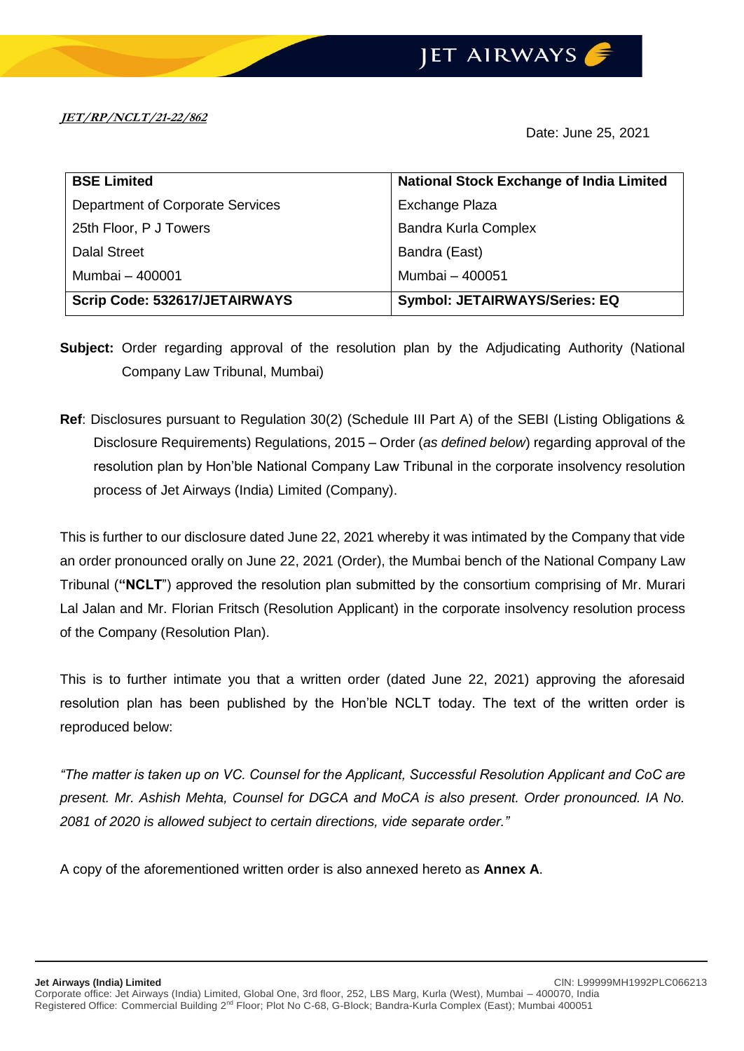***JET/RP/NCLT/21-22/862***

Date: June 25, 2021

| **BSE Limited** | **National Stock Exchange of India Limited** |
|---|---|
| Department of Corporate Services | Exchange Plaza |
| 25th Floor, P J Towers | Bandra Kurla Complex |
| Dalal Street | Bandra (East) |
| Mumbai – 400001 | Mumbai – 400051 |
| **Scrip Code: 532617/JETAIRWAYS** | **Symbol: JETAIRWAYS/Series: EQ** |

**Subject:** Order regarding approval of the resolution plan by the Adjudicating Authority (National Company Law Tribunal, Mumbai)

**Ref**: Disclosures pursuant to Regulation 30(2) (Schedule III Part A) of the SEBI (Listing Obligations & Disclosure Requirements) Regulations, 2015 – Order (*as defined below*) regarding approval of the resolution plan by Hon'ble National Company Law Tribunal in the corporate insolvency resolution process of Jet Airways (India) Limited (Company).

This is further to our disclosure dated June 22, 2021 whereby it was intimated by the Company that vide an order pronounced orally on June 22, 2021 (Order), the Mumbai bench of the National Company Law Tribunal (**"NCLT**") approved the resolution plan submitted by the consortium comprising of Mr. Murari Lal Jalan and Mr. Florian Fritsch (Resolution Applicant) in the corporate insolvency resolution process of the Company (Resolution Plan).

This is to further intimate you that a written order (dated June 22, 2021) approving the aforesaid resolution plan has been published by the Hon'ble NCLT today. The text of the written order is reproduced below:

*"The matter is taken up on VC. Counsel for the Applicant, Successful Resolution Applicant and CoC are present. Mr. Ashish Mehta, Counsel for DGCA and MoCA is also present. Order pronounced. IA No. 2081 of 2020 is allowed subject to certain directions, vide separate order."*

A copy of the aforementioned written order is also annexed hereto as **Annex A**.

**Jet Airways (India) Limited** CIN: L99999MH1992PLC066213
Corporate office: Jet Airways (India) Limited, Global One, 3rd floor, 252, LBS Marg, Kurla (West), Mumbai – 400070, India
Registered Office: Commercial Building 2nd Floor; Plot No C-68, G-Block; Bandra-Kurla Complex (East); Mumbai 400051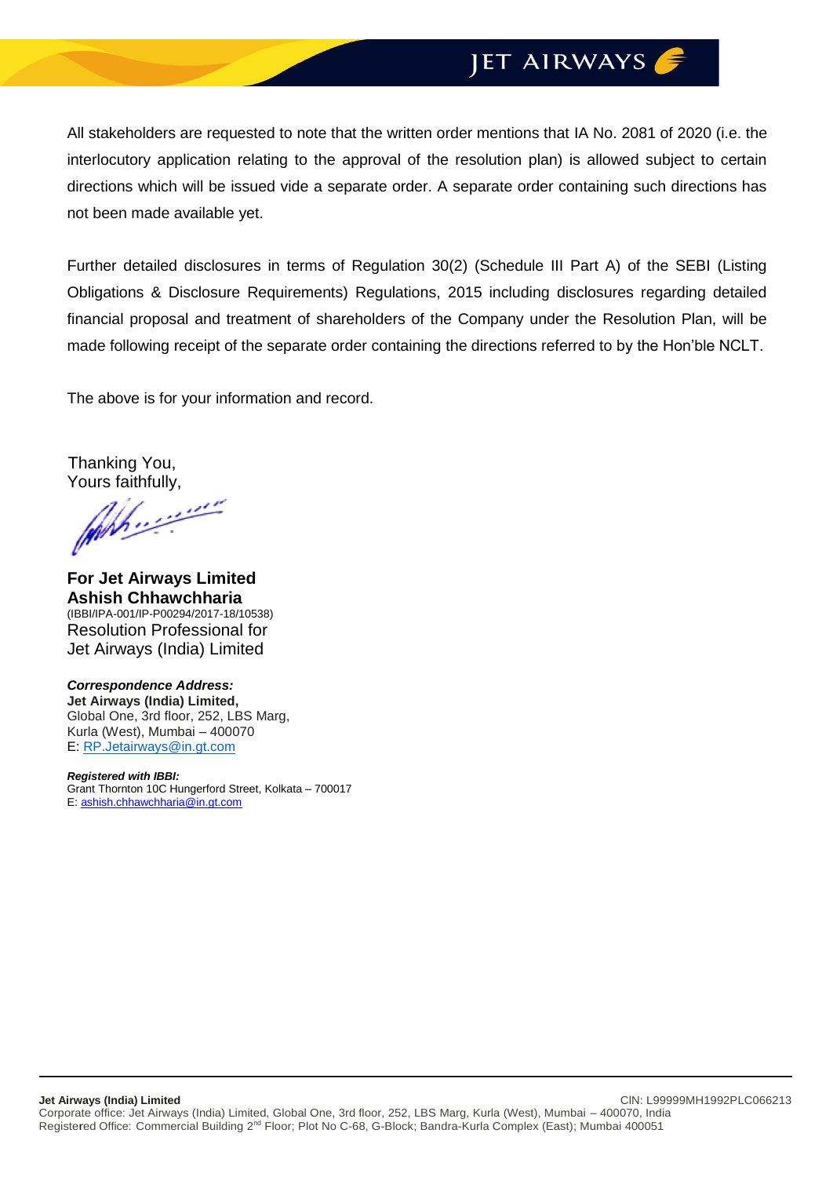All stakeholders are requested to note that the written order mentions that IA No. 2081 of 2020 (i.e. the interlocutory application relating to the approval of the resolution plan) is allowed subject to certain directions which will be issued vide a separate order. A separate order containing such directions has not been made available yet.

Further detailed disclosures in terms of Regulation 30(2) (Schedule III Part A) of the SEBI (Listing Obligations & Disclosure Requirements) Regulations, 2015 including disclosures regarding detailed financial proposal and treatment of shareholders of the Company under the Resolution Plan, will be made following receipt of the separate order containing the directions referred to by the Hon'ble NCLT.

The above is for your information and record.

Thanking You,
Yours faithfully,

**For Jet Airways Limited**
**Ashish Chhawchharia**
(IBBI/IPA-001/IP-P00294/2017-18/10538)
Resolution Professional for
Jet Airways (India) Limited

***Correspondence Address:***
**Jet Airways (India) Limited,**
Global One, 3rd floor, 252, LBS Marg,
Kurla (West), Mumbai – 400070
E: RP.Jetairways@in.gt.com

***Registered with IBBI:***
Grant Thornton 10C Hungerford Street, Kolkata – 700017
E: ashish.chhawchharia@in.gt.com

**Jet Airways (India) Limited** CIN: L99999MH1992PLC066213
Corporate office: Jet Airways (India) Limited, Global One, 3rd floor, 252, LBS Marg, Kurla (West), Mumbai – 400070, India
Registered Office: Commercial Building 2nd Floor; Plot No C-68, G-Block; Bandra-Kurla Complex (East); Mumbai 400051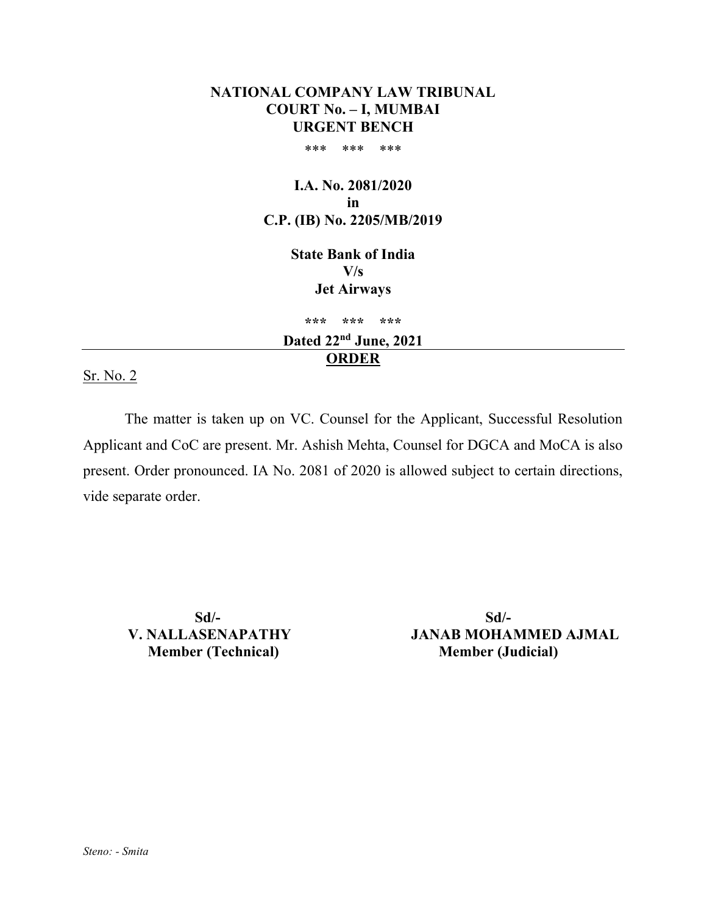**NATIONAL COMPANY LAW TRIBUNAL**
**COURT No. – I, MUMBAI**
**URGENT BENCH**

*** *** ***

**I.A. No. 2081/2020**
**in**
**C.P. (IB) No. 2205/MB/2019**

**State Bank of India**
**V/s**
**Jet Airways**

*** *** ***

**Dated 22nd June, 2021**

**ORDER**

Sr. No. 2

The matter is taken up on VC. Counsel for the Applicant, Successful Resolution Applicant and CoC are present. Mr. Ashish Mehta, Counsel for DGCA and MoCA is also present. Order pronounced. IA No. 2081 of 2020 is allowed subject to certain directions, vide separate order.

**Sd/-**
**V. NALLASENAPATHY**
**Member (Technical)**

**Sd/-**
**JANAB MOHAMMED AJMAL**
**Member (Judicial)**

*Steno: - Smita*